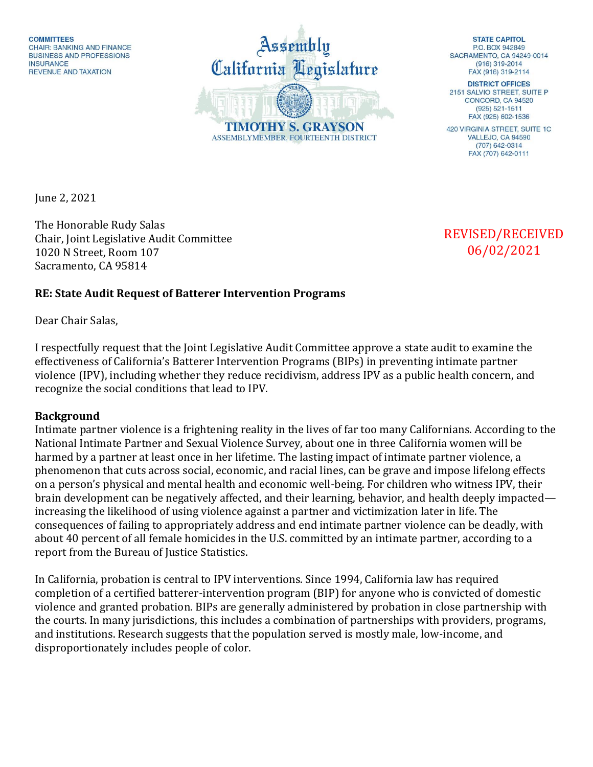COMMITTEES
CHAIR: BANKING AND FINANCE
BUSINESS AND PROFESSIONS
INSURANCE
REVENUE AND TAXATION

Assembly
California Legislature

TIMOTHY S. GRAYSON
ASSEMBLYMEMBER, FOURTEENTH DISTRICT

STATE CAPITOL
P.O. BOX 942849
SACRAMENTO, CA 94249-0014
(916) 319-2014
FAX (916) 319-2114

DISTRICT OFFICES
2151 SALVIO STREET, SUITE P
CONCORD, CA 94520
(925) 521-1511
FAX (925) 602-1536

420 VIRGINIA STREET, SUITE 1C
VALLEJO, CA 94590
(707) 642-0314
FAX (707) 642-0111

June 2, 2021

The Honorable Rudy Salas
Chair, Joint Legislative Audit Committee
1020 N Street, Room 107
Sacramento, CA 95814

REVISED/RECEIVED
06/02/2021

**RE: State Audit Request of Batterer Intervention Programs**

Dear Chair Salas,

I respectfully request that the Joint Legislative Audit Committee approve a state audit to examine the effectiveness of California's Batterer Intervention Programs (BIPs) in preventing intimate partner violence (IPV), including whether they reduce recidivism, address IPV as a public health concern, and recognize the social conditions that lead to IPV.

**Background**

Intimate partner violence is a frightening reality in the lives of far too many Californians. According to the National Intimate Partner and Sexual Violence Survey, about one in three California women will be harmed by a partner at least once in her lifetime. The lasting impact of intimate partner violence, a phenomenon that cuts across social, economic, and racial lines, can be grave and impose lifelong effects on a person's physical and mental health and economic well-being. For children who witness IPV, their brain development can be negatively affected, and their learning, behavior, and health deeply impacted—increasing the likelihood of using violence against a partner and victimization later in life. The consequences of failing to appropriately address and end intimate partner violence can be deadly, with about 40 percent of all female homicides in the U.S. committed by an intimate partner, according to a report from the Bureau of Justice Statistics.

In California, probation is central to IPV interventions. Since 1994, California law has required completion of a certified batterer-intervention program (BIP) for anyone who is convicted of domestic violence and granted probation. BIPs are generally administered by probation in close partnership with the courts. In many jurisdictions, this includes a combination of partnerships with providers, programs, and institutions. Research suggests that the population served is mostly male, low-income, and disproportionately includes people of color.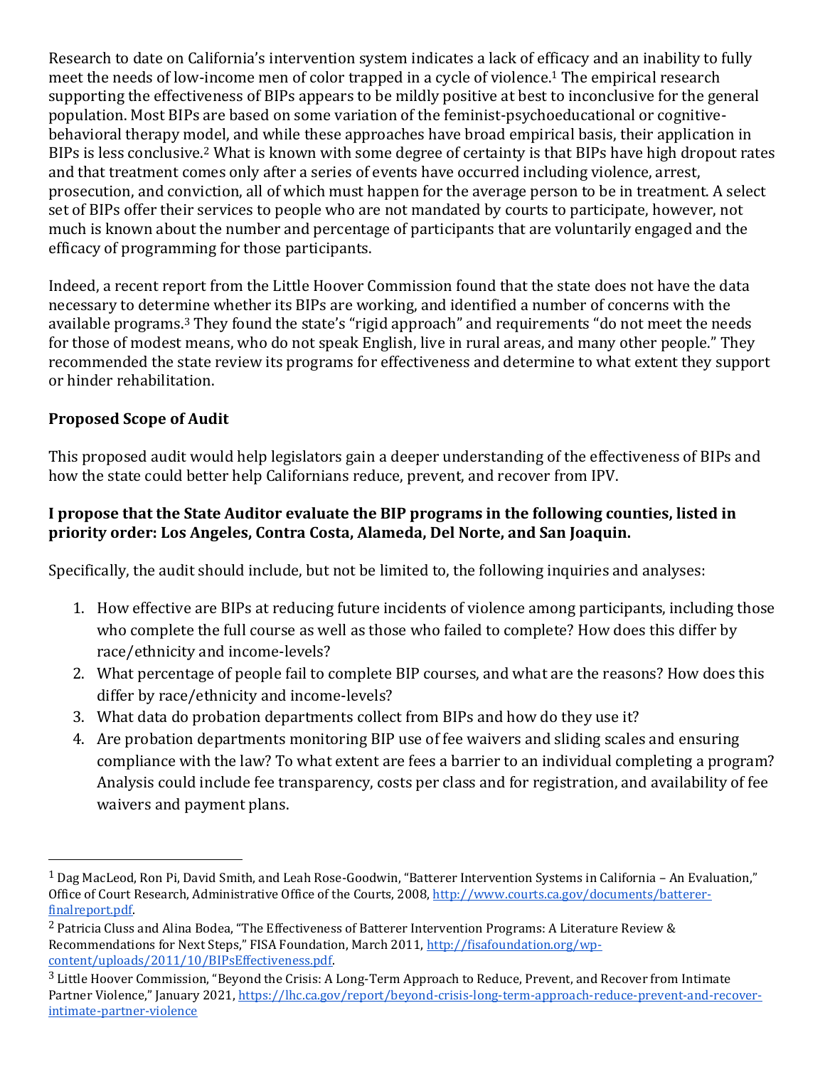Research to date on California's intervention system indicates a lack of efficacy and an inability to fully meet the needs of low-income men of color trapped in a cycle of violence.[1] The empirical research supporting the effectiveness of BIPs appears to be mildly positive at best to inconclusive for the general population. Most BIPs are based on some variation of the feminist-psychoeducational or cognitive-behavioral therapy model, and while these approaches have broad empirical basis, their application in BIPs is less conclusive.[2] What is known with some degree of certainty is that BIPs have high dropout rates and that treatment comes only after a series of events have occurred including violence, arrest, prosecution, and conviction, all of which must happen for the average person to be in treatment. A select set of BIPs offer their services to people who are not mandated by courts to participate, however, not much is known about the number and percentage of participants that are voluntarily engaged and the efficacy of programming for those participants.

Indeed, a recent report from the Little Hoover Commission found that the state does not have the data necessary to determine whether its BIPs are working, and identified a number of concerns with the available programs.[3] They found the state's "rigid approach" and requirements "do not meet the needs for those of modest means, who do not speak English, live in rural areas, and many other people." They recommended the state review its programs for effectiveness and determine to what extent they support or hinder rehabilitation.

**Proposed Scope of Audit**

This proposed audit would help legislators gain a deeper understanding of the effectiveness of BIPs and how the state could better help Californians reduce, prevent, and recover from IPV.

**I propose that the State Auditor evaluate the BIP programs in the following counties, listed in priority order: Los Angeles, Contra Costa, Alameda, Del Norte, and San Joaquin.**

Specifically, the audit should include, but not be limited to, the following inquiries and analyses:

1. How effective are BIPs at reducing future incidents of violence among participants, including those who complete the full course as well as those who failed to complete? How does this differ by race/ethnicity and income-levels?
2. What percentage of people fail to complete BIP courses, and what are the reasons? How does this differ by race/ethnicity and income-levels?
3. What data do probation departments collect from BIPs and how do they use it?
4. Are probation departments monitoring BIP use of fee waivers and sliding scales and ensuring compliance with the law? To what extent are fees a barrier to an individual completing a program? Analysis could include fee transparency, costs per class and for registration, and availability of fee waivers and payment plans.

---

[1] Dag MacLeod, Ron Pi, David Smith, and Leah Rose-Goodwin, "Batterer Intervention Systems in California – An Evaluation," Office of Court Research, Administrative Office of the Courts, 2008, http://www.courts.ca.gov/documents/batterer-finalreport.pdf.

[2] Patricia Cluss and Alina Bodea, "The Effectiveness of Batterer Intervention Programs: A Literature Review & Recommendations for Next Steps," FISA Foundation, March 2011, http://fisafoundation.org/wp-content/uploads/2011/10/BIPsEffectiveness.pdf.

[3] Little Hoover Commission, "Beyond the Crisis: A Long-Term Approach to Reduce, Prevent, and Recover from Intimate Partner Violence," January 2021, https://lhc.ca.gov/report/beyond-crisis-long-term-approach-reduce-prevent-and-recover-intimate-partner-violence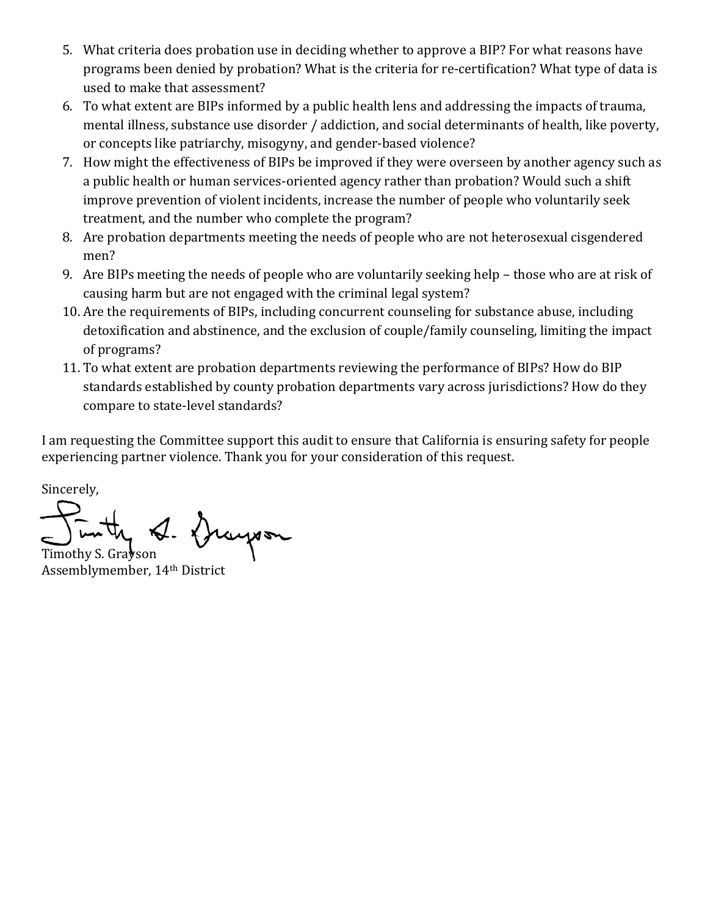5. What criteria does probation use in deciding whether to approve a BIP? For what reasons have programs been denied by probation? What is the criteria for re-certification? What type of data is used to make that assessment?
6. To what extent are BIPs informed by a public health lens and addressing the impacts of trauma, mental illness, substance use disorder / addiction, and social determinants of health, like poverty, or concepts like patriarchy, misogyny, and gender-based violence?
7. How might the effectiveness of BIPs be improved if they were overseen by another agency such as a public health or human services-oriented agency rather than probation? Would such a shift improve prevention of violent incidents, increase the number of people who voluntarily seek treatment, and the number who complete the program?
8. Are probation departments meeting the needs of people who are not heterosexual cisgendered men?
9. Are BIPs meeting the needs of people who are voluntarily seeking help – those who are at risk of causing harm but are not engaged with the criminal legal system?
10. Are the requirements of BIPs, including concurrent counseling for substance abuse, including detoxification and abstinence, and the exclusion of couple/family counseling, limiting the impact of programs?
11. To what extent are probation departments reviewing the performance of BIPs? How do BIP standards established by county probation departments vary across jurisdictions? How do they compare to state-level standards?

I am requesting the Committee support this audit to ensure that California is ensuring safety for people experiencing partner violence. Thank you for your consideration of this request.

Sincerely,

Timothy S. Grayson
Assemblymember, 14th District